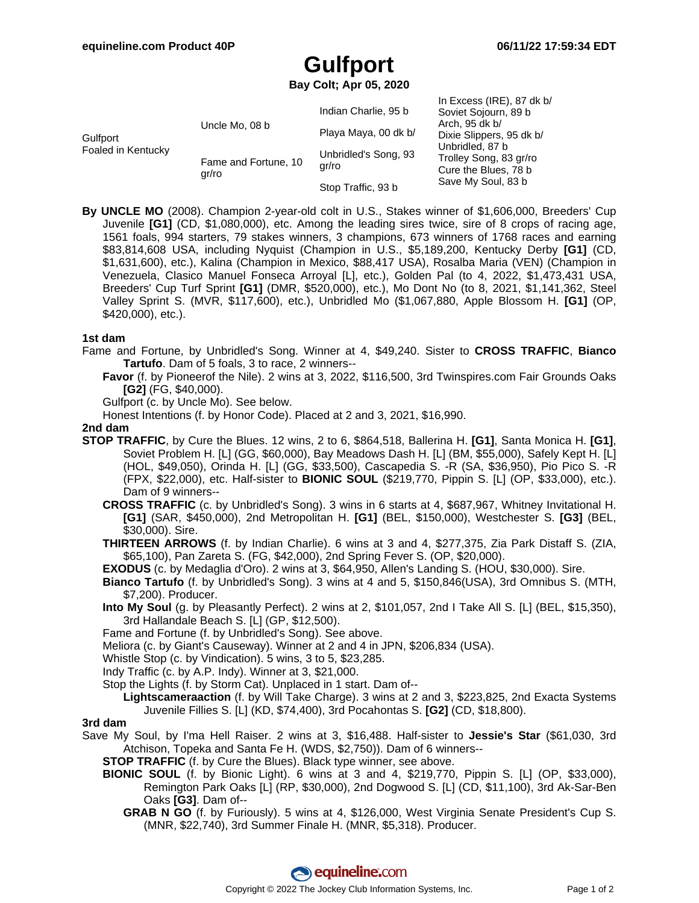equineline.com Product 40P — 06/11/22 17:59:34 EDT

# Gulfport

**Bay Colt; Apr 05, 2020**

| | | | |
|---|---|---|---|
| Gulfport<br>Foaled in Kentucky | Uncle Mo, 08 b | Indian Charlie, 95 b | In Excess (IRE), 87 dk b/<br>Soviet Sojourn, 89 b |
| | | Playa Maya, 00 dk b/ | Arch, 95 dk b/<br>Dixie Slippers, 95 dk b/ |
| | Fame and Fortune, 10 gr/ro | Unbridled's Song, 93 gr/ro | Unbridled, 87 b<br>Trolley Song, 83 gr/ro |
| | | Stop Traffic, 93 b | Cure the Blues, 78 b<br>Save My Soul, 83 b |

**By UNCLE MO** (2008). Champion 2-year-old colt in U.S., Stakes winner of $1,606,000, Breeders' Cup Juvenile **[G1]** (CD, $1,080,000), etc. Among the leading sires twice, sire of 8 crops of racing age, 1561 foals, 994 starters, 79 stakes winners, 3 champions, 673 winners of 1768 races and earning $83,814,608 USA, including Nyquist (Champion in U.S., $5,189,200, Kentucky Derby **[G1]** (CD, $1,631,600), etc.), Kalina (Champion in Mexico, $88,417 USA), Rosalba Maria (VEN) (Champion in Venezuela, Clasico Manuel Fonseca Arroyal [L], etc.), Golden Pal (to 4, 2022, $1,473,431 USA, Breeders' Cup Turf Sprint **[G1]** (DMR, $520,000), etc.), Mo Dont No (to 8, 2021, $1,141,362, Steel Valley Sprint S. (MVR, $117,600), etc.), Unbridled Mo ($1,067,880, Apple Blossom H. **[G1]** (OP, $420,000), etc.).

### 1st dam

Fame and Fortune, by Unbridled's Song. Winner at 4, $49,240. Sister to **CROSS TRAFFIC**, **Bianco Tartufo**. Dam of 5 foals, 3 to race, 2 winners--

- **Favor** (f. by Pioneerof the Nile). 2 wins at 3, 2022, $116,500, 3rd Twinspires.com Fair Grounds Oaks **[G2]** (FG, $40,000).
- Gulfport (c. by Uncle Mo). See below.
- Honest Intentions (f. by Honor Code). Placed at 2 and 3, 2021, $16,990.

### 2nd dam

**STOP TRAFFIC**, by Cure the Blues. 12 wins, 2 to 6, $864,518, Ballerina H. **[G1]**, Santa Monica H. **[G1]**, Soviet Problem H. [L] (GG, $60,000), Bay Meadows Dash H. [L] (BM, $55,000), Safely Kept H. [L] (HOL, $49,050), Orinda H. [L] (GG, $33,500), Cascapedia S. -R (SA, $36,950), Pio Pico S. -R (FPX, $22,000), etc. Half-sister to **BIONIC SOUL** ($219,770, Pippin S. [L] (OP, $33,000), etc.). Dam of 9 winners--

- **CROSS TRAFFIC** (c. by Unbridled's Song). 3 wins in 6 starts at 4, $687,967, Whitney Invitational H. **[G1]** (SAR, $450,000), 2nd Metropolitan H. **[G1]** (BEL, $150,000), Westchester S. **[G3]** (BEL, $30,000). Sire.
- **THIRTEEN ARROWS** (f. by Indian Charlie). 6 wins at 3 and 4, $277,375, Zia Park Distaff S. (ZIA, $65,100), Pan Zareta S. (FG, $42,000), 2nd Spring Fever S. (OP, $20,000).
- **EXODUS** (c. by Medaglia d'Oro). 2 wins at 3, $64,950, Allen's Landing S. (HOU, $30,000). Sire.
- **Bianco Tartufo** (f. by Unbridled's Song). 3 wins at 4 and 5, $150,846(USA), 3rd Omnibus S. (MTH, $7,200). Producer.
- **Into My Soul** (g. by Pleasantly Perfect). 2 wins at 2, $101,057, 2nd I Take All S. [L] (BEL, $15,350), 3rd Hallandale Beach S. [L] (GP, $12,500).
- Fame and Fortune (f. by Unbridled's Song). See above.
- Meliora (c. by Giant's Causeway). Winner at 2 and 4 in JPN, $206,834 (USA).
- Whistle Stop (c. by Vindication). 5 wins, 3 to 5, $23,285.
- Indy Traffic (c. by A.P. Indy). Winner at 3, $21,000.
- Stop the Lights (f. by Storm Cat). Unplaced in 1 start. Dam of--
  - **Lightscameraaction** (f. by Will Take Charge). 3 wins at 2 and 3, $223,825, 2nd Exacta Systems Juvenile Fillies S. [L] (KD, $74,400), 3rd Pocahontas S. **[G2]** (CD, $18,800).

### 3rd dam

Save My Soul, by I'ma Hell Raiser. 2 wins at 3, $16,488. Half-sister to **Jessie's Star** ($61,030, 3rd Atchison, Topeka and Santa Fe H. (WDS, $2,750)). Dam of 6 winners--

- **STOP TRAFFIC** (f. by Cure the Blues). Black type winner, see above.
- **BIONIC SOUL** (f. by Bionic Light). 6 wins at 3 and 4, $219,770, Pippin S. [L] (OP, $33,000), Remington Park Oaks [L] (RP, $30,000), 2nd Dogwood S. [L] (CD, $11,100), 3rd Ak-Sar-Ben Oaks **[G3]**. Dam of--
  - **GRAB N GO** (f. by Furiously). 5 wins at 4, $126,000, West Virginia Senate President's Cup S. (MNR, $22,740), 3rd Summer Finale H. (MNR, $5,318). Producer.

Copyright © 2022 The Jockey Club Information Systems, Inc.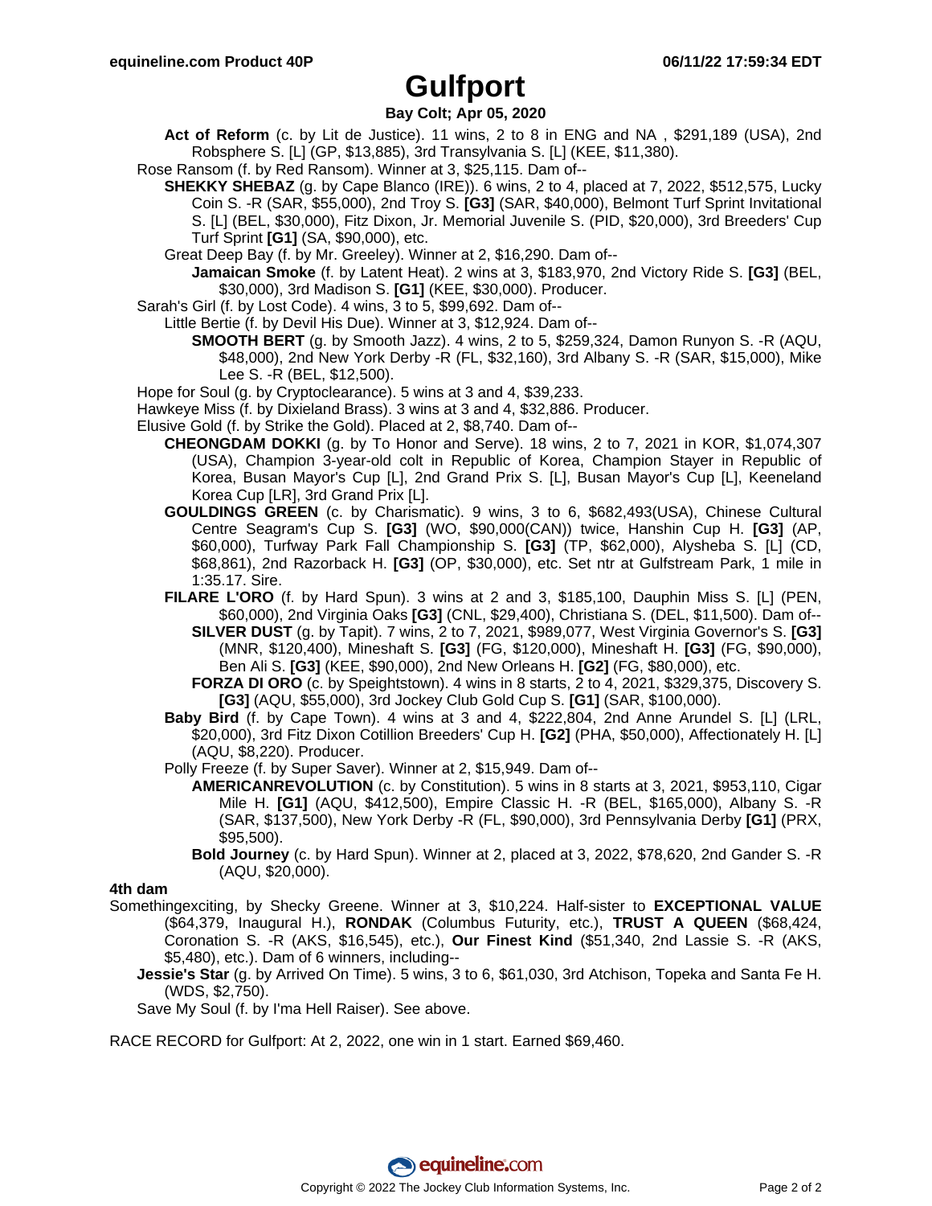# Gulfport

**Bay Colt; Apr 05, 2020**

**Act of Reform** (c. by Lit de Justice). 11 wins, 2 to 8 in ENG and NA , $291,189 (USA), 2nd Robsphere S. [L] (GP, $13,885), 3rd Transylvania S. [L] (KEE, $11,380).

Rose Ransom (f. by Red Ransom). Winner at 3, $25,115. Dam of--

**SHEKKY SHEBAZ** (g. by Cape Blanco (IRE)). 6 wins, 2 to 4, placed at 7, 2022, $512,575, Lucky Coin S. -R (SAR, $55,000), 2nd Troy S. **[G3]** (SAR, $40,000), Belmont Turf Sprint Invitational S. [L] (BEL, $30,000), Fitz Dixon, Jr. Memorial Juvenile S. (PID, $20,000), 3rd Breeders' Cup Turf Sprint **[G1]** (SA, $90,000), etc.

Great Deep Bay (f. by Mr. Greeley). Winner at 2, $16,290. Dam of--

**Jamaican Smoke** (f. by Latent Heat). 2 wins at 3, $183,970, 2nd Victory Ride S. **[G3]** (BEL, $30,000), 3rd Madison S. **[G1]** (KEE, $30,000). Producer.

Sarah's Girl (f. by Lost Code). 4 wins, 3 to 5, $99,692. Dam of--

Little Bertie (f. by Devil His Due). Winner at 3, $12,924. Dam of--

**SMOOTH BERT** (g. by Smooth Jazz). 4 wins, 2 to 5, $259,324, Damon Runyon S. -R (AQU, $48,000), 2nd New York Derby -R (FL, $32,160), 3rd Albany S. -R (SAR, $15,000), Mike Lee S. -R (BEL, $12,500).

Hope for Soul (g. by Cryptoclearance). 5 wins at 3 and 4, $39,233.

Hawkeye Miss (f. by Dixieland Brass). 3 wins at 3 and 4, $32,886. Producer.

Elusive Gold (f. by Strike the Gold). Placed at 2, $8,740. Dam of--

**CHEONGDAM DOKKI** (g. by To Honor and Serve). 18 wins, 2 to 7, 2021 in KOR, $1,074,307 (USA), Champion 3-year-old colt in Republic of Korea, Champion Stayer in Republic of Korea, Busan Mayor's Cup [L], 2nd Grand Prix S. [L], Busan Mayor's Cup [L], Keeneland Korea Cup [LR], 3rd Grand Prix [L].

**GOULDINGS GREEN** (c. by Charismatic). 9 wins, 3 to 6, $682,493(USA), Chinese Cultural Centre Seagram's Cup S. **[G3]** (WO, $90,000(CAN)) twice, Hanshin Cup H. **[G3]** (AP, $60,000), Turfway Park Fall Championship S. **[G3]** (TP, $62,000), Alysheba S. [L] (CD, $68,861), 2nd Razorback H. **[G3]** (OP, $30,000), etc. Set ntr at Gulfstream Park, 1 mile in 1:35.17. Sire.

**FILARE L'ORO** (f. by Hard Spun). 3 wins at 2 and 3, $185,100, Dauphin Miss S. [L] (PEN, $60,000), 2nd Virginia Oaks **[G3]** (CNL, $29,400), Christiana S. (DEL, $11,500). Dam of--

**SILVER DUST** (g. by Tapit). 7 wins, 2 to 7, 2021, $989,077, West Virginia Governor's S. **[G3]** (MNR, $120,400), Mineshaft S. **[G3]** (FG, $120,000), Mineshaft H. **[G3]** (FG, $90,000), Ben Ali S. **[G3]** (KEE, $90,000), 2nd New Orleans H. **[G2]** (FG, $80,000), etc.

**FORZA DI ORO** (c. by Speightstown). 4 wins in 8 starts, 2 to 4, 2021, $329,375, Discovery S. **[G3]** (AQU, $55,000), 3rd Jockey Club Gold Cup S. **[G1]** (SAR, $100,000).

**Baby Bird** (f. by Cape Town). 4 wins at 3 and 4, $222,804, 2nd Anne Arundel S. [L] (LRL, $20,000), 3rd Fitz Dixon Cotillion Breeders' Cup H. **[G2]** (PHA, $50,000), Affectionately H. [L] (AQU, $8,220). Producer.

Polly Freeze (f. by Super Saver). Winner at 2, $15,949. Dam of--

**AMERICANREVOLUTION** (c. by Constitution). 5 wins in 8 starts at 3, 2021, $953,110, Cigar Mile H. **[G1]** (AQU, $412,500), Empire Classic H. -R (BEL, $165,000), Albany S. -R (SAR, $137,500), New York Derby -R (FL, $90,000), 3rd Pennsylvania Derby **[G1]** (PRX, $95,500).

**Bold Journey** (c. by Hard Spun). Winner at 2, placed at 3, 2022, $78,620, 2nd Gander S. -R (AQU, $20,000).

**4th dam**

Somethingexciting, by Shecky Greene. Winner at 3, $10,224. Half-sister to **EXCEPTIONAL VALUE** ($64,379, Inaugural H.), **RONDAK** (Columbus Futurity, etc.), **TRUST A QUEEN** ($68,424, Coronation S. -R (AKS, $16,545), etc.), **Our Finest Kind** ($51,340, 2nd Lassie S. -R (AKS, $5,480), etc.). Dam of 6 winners, including--

**Jessie's Star** (g. by Arrived On Time). 5 wins, 3 to 6, $61,030, 3rd Atchison, Topeka and Santa Fe H. (WDS, $2,750).

Save My Soul (f. by I'ma Hell Raiser). See above.

RACE RECORD for Gulfport: At 2, 2022, one win in 1 start. Earned $69,460.